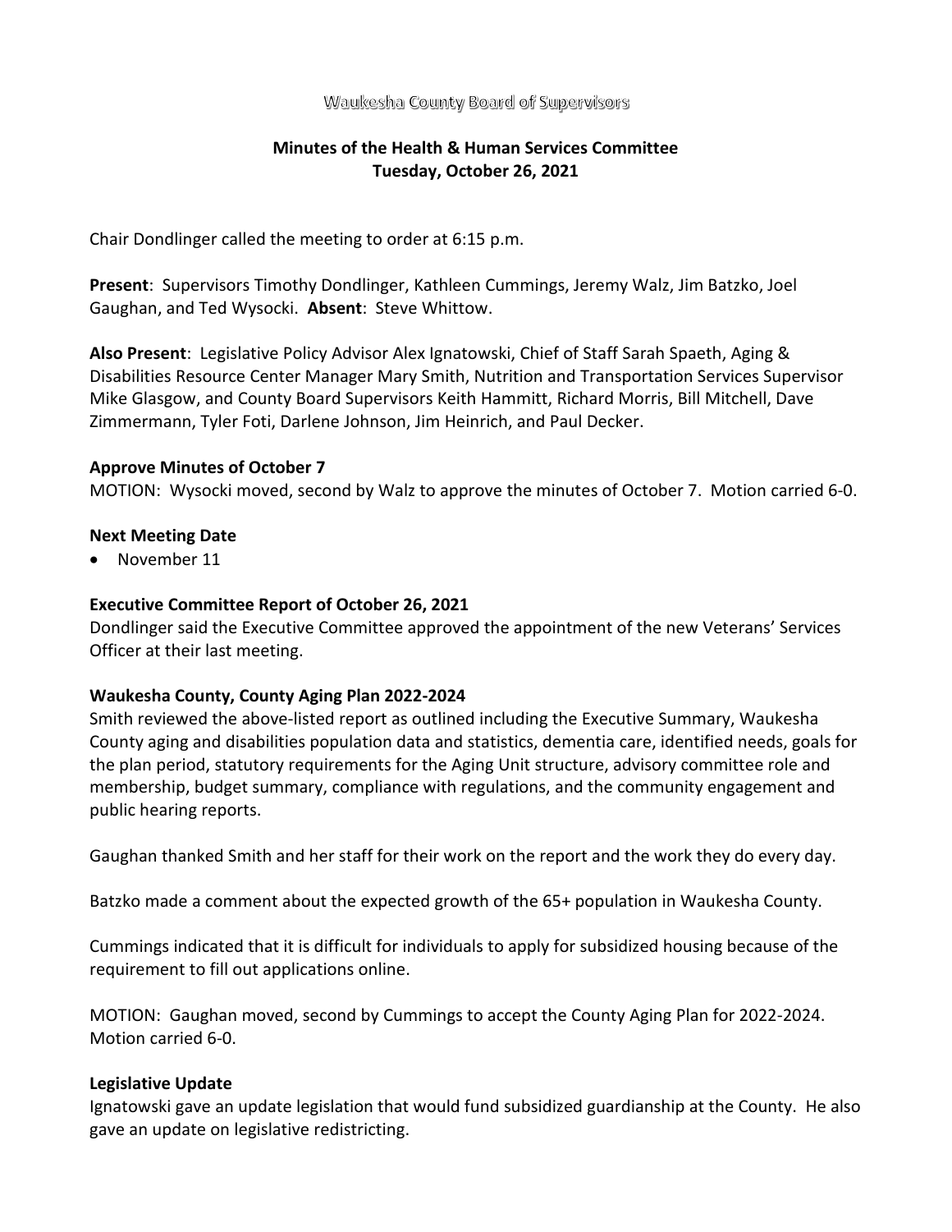Waukesha County Board of Supervisors

## Minutes of the Health & Human Services Committee
## Tuesday, October 26, 2021

Chair Dondlinger called the meeting to order at 6:15 p.m.

**Present**: Supervisors Timothy Dondlinger, Kathleen Cummings, Jeremy Walz, Jim Batzko, Joel Gaughan, and Ted Wysocki. **Absent**: Steve Whittow.

**Also Present**: Legislative Policy Advisor Alex Ignatowski, Chief of Staff Sarah Spaeth, Aging & Disabilities Resource Center Manager Mary Smith, Nutrition and Transportation Services Supervisor Mike Glasgow, and County Board Supervisors Keith Hammitt, Richard Morris, Bill Mitchell, Dave Zimmermann, Tyler Foti, Darlene Johnson, Jim Heinrich, and Paul Decker.

**Approve Minutes of October 7**

MOTION: Wysocki moved, second by Walz to approve the minutes of October 7. Motion carried 6-0.

**Next Meeting Date**

- November 11

**Executive Committee Report of October 26, 2021**

Dondlinger said the Executive Committee approved the appointment of the new Veterans' Services Officer at their last meeting.

**Waukesha County, County Aging Plan 2022-2024**

Smith reviewed the above-listed report as outlined including the Executive Summary, Waukesha County aging and disabilities population data and statistics, dementia care, identified needs, goals for the plan period, statutory requirements for the Aging Unit structure, advisory committee role and membership, budget summary, compliance with regulations, and the community engagement and public hearing reports.

Gaughan thanked Smith and her staff for their work on the report and the work they do every day.

Batzko made a comment about the expected growth of the 65+ population in Waukesha County.

Cummings indicated that it is difficult for individuals to apply for subsidized housing because of the requirement to fill out applications online.

MOTION: Gaughan moved, second by Cummings to accept the County Aging Plan for 2022-2024. Motion carried 6-0.

**Legislative Update**

Ignatowski gave an update legislation that would fund subsidized guardianship at the County. He also gave an update on legislative redistricting.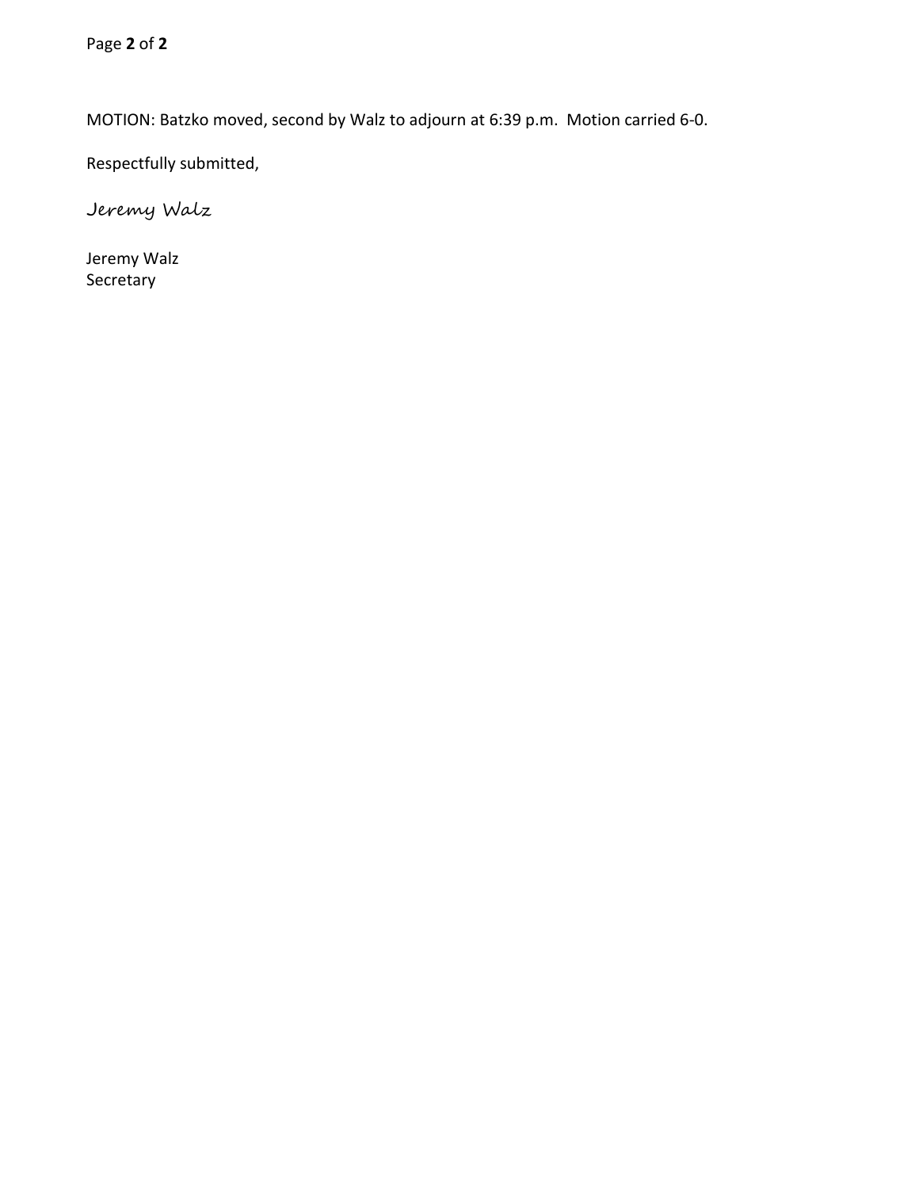MOTION: Batzko moved, second by Walz to adjourn at 6:39 p.m. Motion carried 6-0.

Respectfully submitted,

*Jeremy Walz*

Jeremy Walz
Secretary